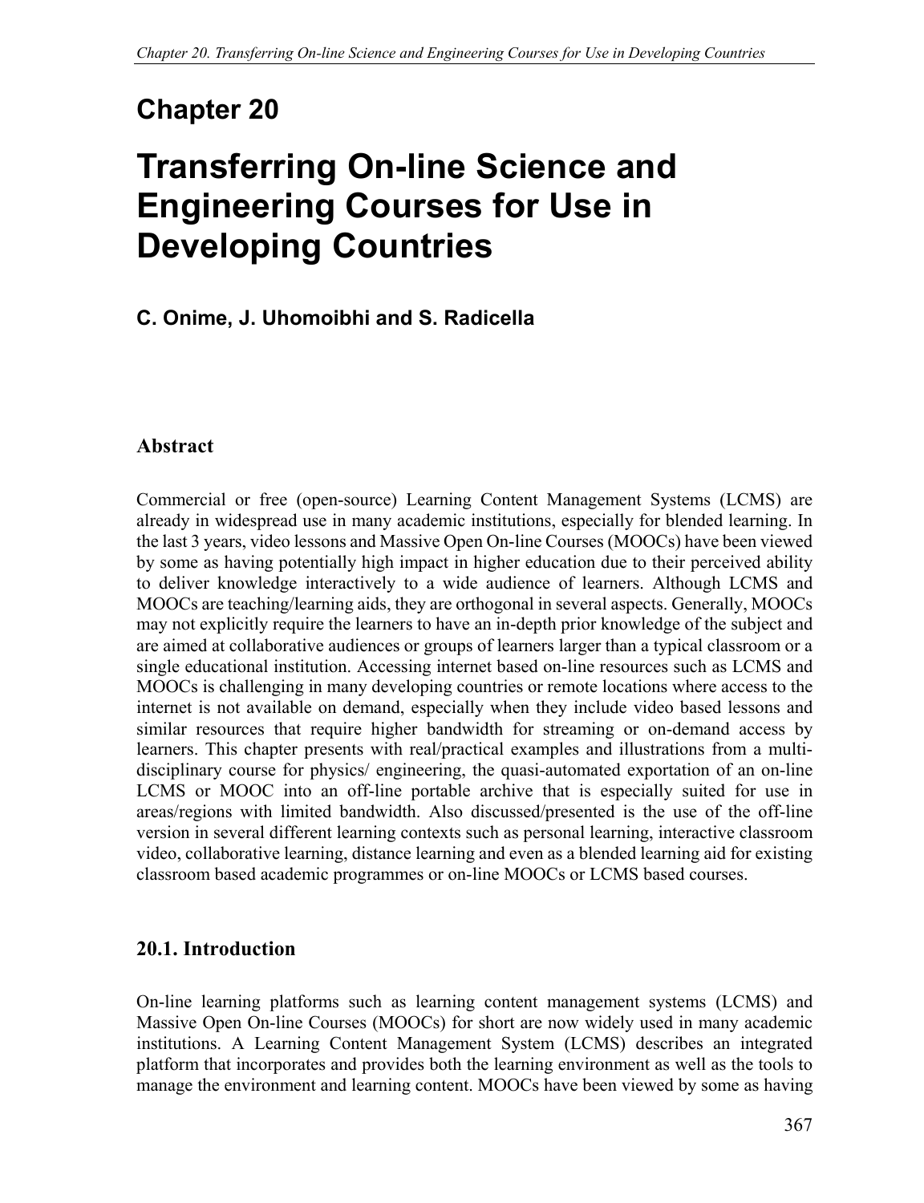# Chapter 20

# Transferring On-line Science and Engineering Courses for Use in Developing Countries

**C. Onime, J. Uhomoibhi and S. Radicella**

## Abstract

Commercial or free (open-source) Learning Content Management Systems (LCMS) are already in widespread use in many academic institutions, especially for blended learning. In the last 3 years, video lessons and Massive Open On-line Courses (MOOCs) have been viewed by some as having potentially high impact in higher education due to their perceived ability to deliver knowledge interactively to a wide audience of learners. Although LCMS and MOOCs are teaching/learning aids, they are orthogonal in several aspects. Generally, MOOCs may not explicitly require the learners to have an in-depth prior knowledge of the subject and are aimed at collaborative audiences or groups of learners larger than a typical classroom or a single educational institution. Accessing internet based on-line resources such as LCMS and MOOCs is challenging in many developing countries or remote locations where access to the internet is not available on demand, especially when they include video based lessons and similar resources that require higher bandwidth for streaming or on-demand access by learners. This chapter presents with real/practical examples and illustrations from a multi-disciplinary course for physics/ engineering, the quasi-automated exportation of an on-line LCMS or MOOC into an off-line portable archive that is especially suited for use in areas/regions with limited bandwidth. Also discussed/presented is the use of the off-line version in several different learning contexts such as personal learning, interactive classroom video, collaborative learning, distance learning and even as a blended learning aid for existing classroom based academic programmes or on-line MOOCs or LCMS based courses.

## 20.1. Introduction

On-line learning platforms such as learning content management systems (LCMS) and Massive Open On-line Courses (MOOCs) for short are now widely used in many academic institutions. A Learning Content Management System (LCMS) describes an integrated platform that incorporates and provides both the learning environment as well as the tools to manage the environment and learning content. MOOCs have been viewed by some as having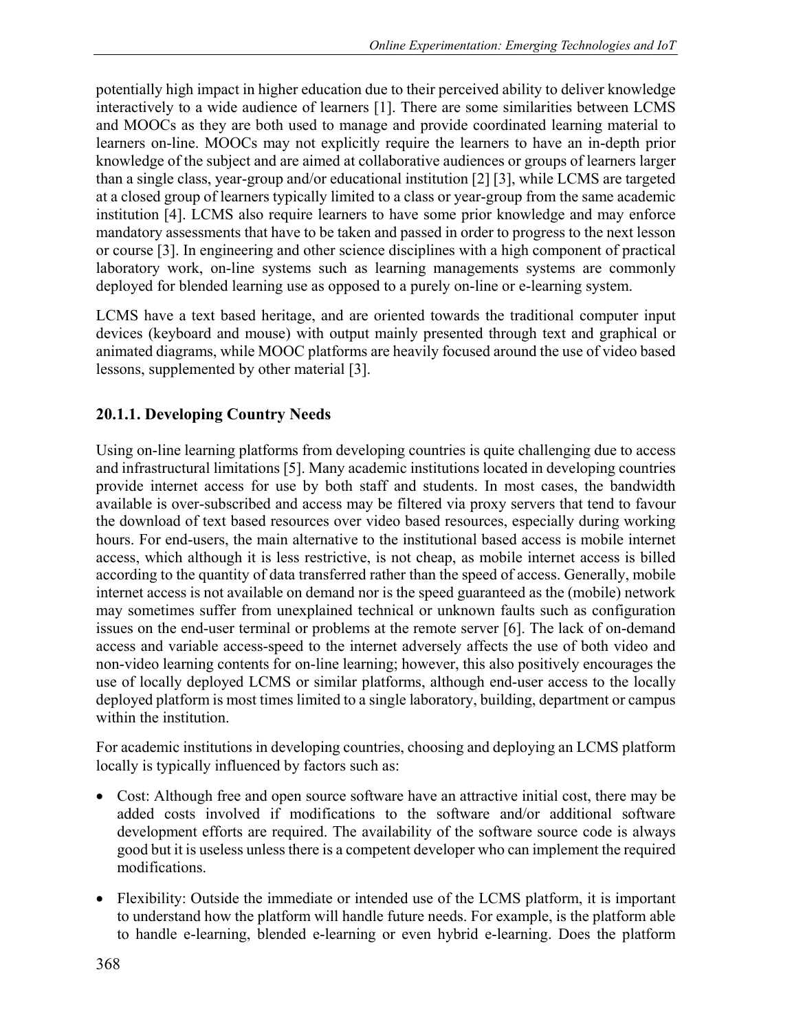potentially high impact in higher education due to their perceived ability to deliver knowledge interactively to a wide audience of learners [1]. There are some similarities between LCMS and MOOCs as they are both used to manage and provide coordinated learning material to learners on-line. MOOCs may not explicitly require the learners to have an in-depth prior knowledge of the subject and are aimed at collaborative audiences or groups of learners larger than a single class, year-group and/or educational institution [2] [3], while LCMS are targeted at a closed group of learners typically limited to a class or year-group from the same academic institution [4]. LCMS also require learners to have some prior knowledge and may enforce mandatory assessments that have to be taken and passed in order to progress to the next lesson or course [3]. In engineering and other science disciplines with a high component of practical laboratory work, on-line systems such as learning managements systems are commonly deployed for blended learning use as opposed to a purely on-line or e-learning system.

LCMS have a text based heritage, and are oriented towards the traditional computer input devices (keyboard and mouse) with output mainly presented through text and graphical or animated diagrams, while MOOC platforms are heavily focused around the use of video based lessons, supplemented by other material [3].

### 20.1.1. Developing Country Needs

Using on-line learning platforms from developing countries is quite challenging due to access and infrastructural limitations [5]. Many academic institutions located in developing countries provide internet access for use by both staff and students. In most cases, the bandwidth available is over-subscribed and access may be filtered via proxy servers that tend to favour the download of text based resources over video based resources, especially during working hours. For end-users, the main alternative to the institutional based access is mobile internet access, which although it is less restrictive, is not cheap, as mobile internet access is billed according to the quantity of data transferred rather than the speed of access. Generally, mobile internet access is not available on demand nor is the speed guaranteed as the (mobile) network may sometimes suffer from unexplained technical or unknown faults such as configuration issues on the end-user terminal or problems at the remote server [6]. The lack of on-demand access and variable access-speed to the internet adversely affects the use of both video and non-video learning contents for on-line learning; however, this also positively encourages the use of locally deployed LCMS or similar platforms, although end-user access to the locally deployed platform is most times limited to a single laboratory, building, department or campus within the institution.

For academic institutions in developing countries, choosing and deploying an LCMS platform locally is typically influenced by factors such as:

- Cost: Although free and open source software have an attractive initial cost, there may be added costs involved if modifications to the software and/or additional software development efforts are required. The availability of the software source code is always good but it is useless unless there is a competent developer who can implement the required modifications.
- Flexibility: Outside the immediate or intended use of the LCMS platform, it is important to understand how the platform will handle future needs. For example, is the platform able to handle e-learning, blended e-learning or even hybrid e-learning. Does the platform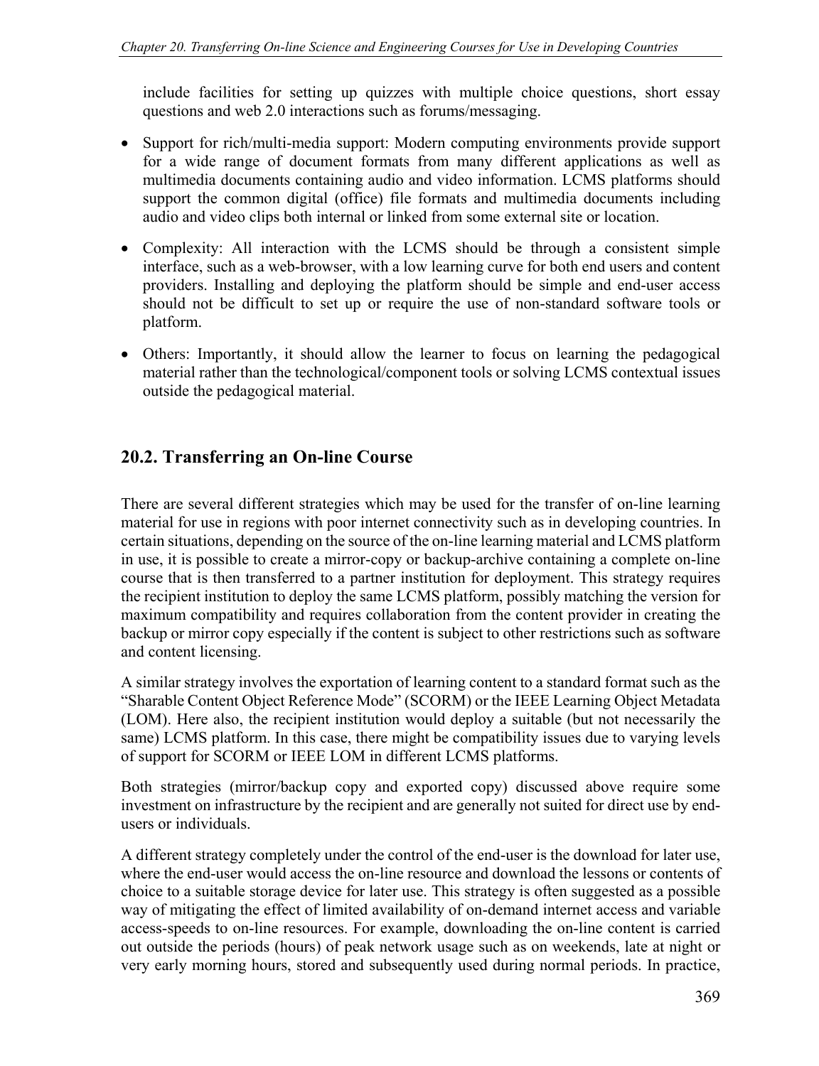include facilities for setting up quizzes with multiple choice questions, short essay questions and web 2.0 interactions such as forums/messaging.

- Support for rich/multi-media support: Modern computing environments provide support for a wide range of document formats from many different applications as well as multimedia documents containing audio and video information. LCMS platforms should support the common digital (office) file formats and multimedia documents including audio and video clips both internal or linked from some external site or location.
- Complexity: All interaction with the LCMS should be through a consistent simple interface, such as a web-browser, with a low learning curve for both end users and content providers. Installing and deploying the platform should be simple and end-user access should not be difficult to set up or require the use of non-standard software tools or platform.
- Others: Importantly, it should allow the learner to focus on learning the pedagogical material rather than the technological/component tools or solving LCMS contextual issues outside the pedagogical material.

## 20.2. Transferring an On-line Course

There are several different strategies which may be used for the transfer of on-line learning material for use in regions with poor internet connectivity such as in developing countries. In certain situations, depending on the source of the on-line learning material and LCMS platform in use, it is possible to create a mirror-copy or backup-archive containing a complete on-line course that is then transferred to a partner institution for deployment. This strategy requires the recipient institution to deploy the same LCMS platform, possibly matching the version for maximum compatibility and requires collaboration from the content provider in creating the backup or mirror copy especially if the content is subject to other restrictions such as software and content licensing.

A similar strategy involves the exportation of learning content to a standard format such as the "Sharable Content Object Reference Mode" (SCORM) or the IEEE Learning Object Metadata (LOM). Here also, the recipient institution would deploy a suitable (but not necessarily the same) LCMS platform. In this case, there might be compatibility issues due to varying levels of support for SCORM or IEEE LOM in different LCMS platforms.

Both strategies (mirror/backup copy and exported copy) discussed above require some investment on infrastructure by the recipient and are generally not suited for direct use by end-users or individuals.

A different strategy completely under the control of the end-user is the download for later use, where the end-user would access the on-line resource and download the lessons or contents of choice to a suitable storage device for later use. This strategy is often suggested as a possible way of mitigating the effect of limited availability of on-demand internet access and variable access-speeds to on-line resources. For example, downloading the on-line content is carried out outside the periods (hours) of peak network usage such as on weekends, late at night or very early morning hours, stored and subsequently used during normal periods. In practice,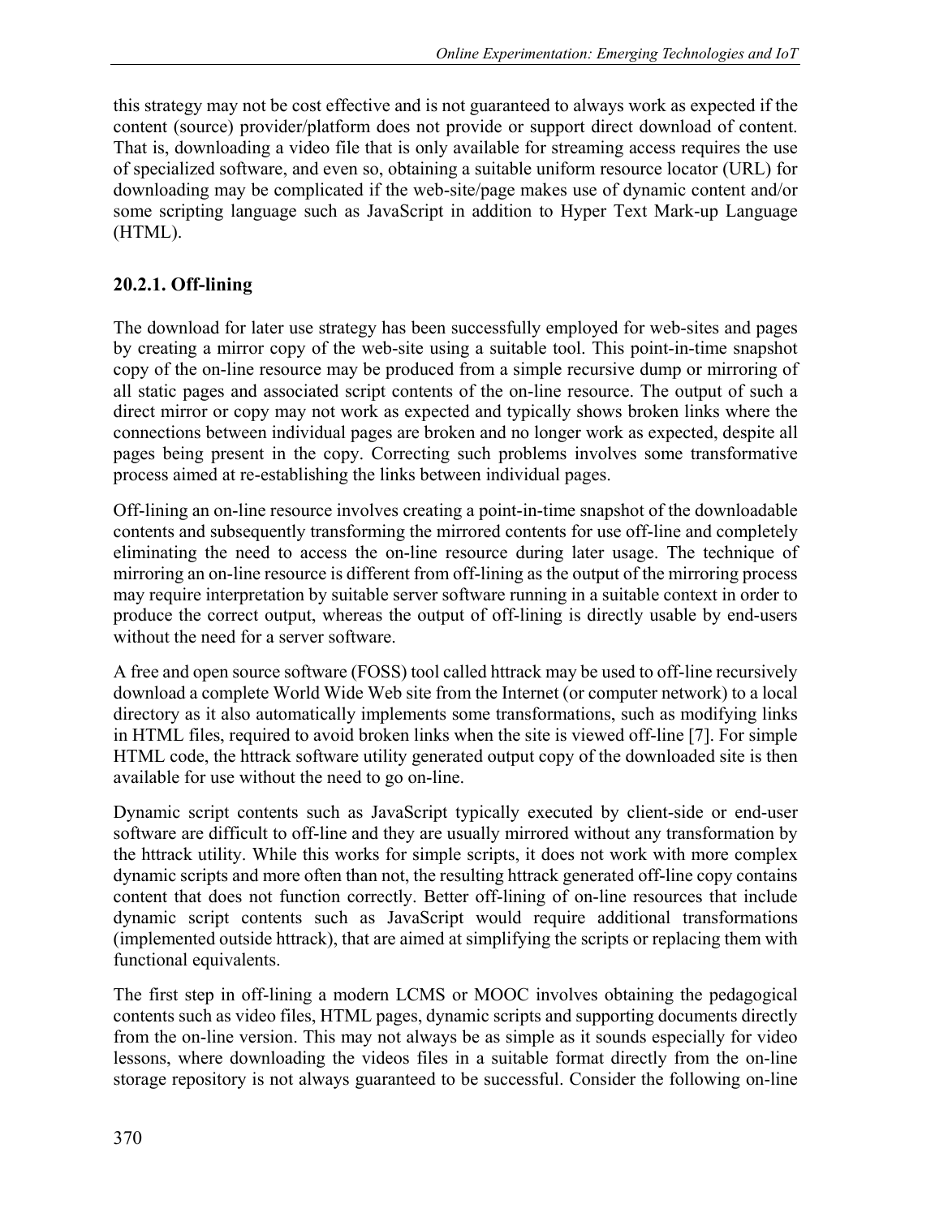this strategy may not be cost effective and is not guaranteed to always work as expected if the content (source) provider/platform does not provide or support direct download of content. That is, downloading a video file that is only available for streaming access requires the use of specialized software, and even so, obtaining a suitable uniform resource locator (URL) for downloading may be complicated if the web-site/page makes use of dynamic content and/or some scripting language such as JavaScript in addition to Hyper Text Mark-up Language (HTML).

### 20.2.1. Off-lining

The download for later use strategy has been successfully employed for web-sites and pages by creating a mirror copy of the web-site using a suitable tool. This point-in-time snapshot copy of the on-line resource may be produced from a simple recursive dump or mirroring of all static pages and associated script contents of the on-line resource. The output of such a direct mirror or copy may not work as expected and typically shows broken links where the connections between individual pages are broken and no longer work as expected, despite all pages being present in the copy. Correcting such problems involves some transformative process aimed at re-establishing the links between individual pages.

Off-lining an on-line resource involves creating a point-in-time snapshot of the downloadable contents and subsequently transforming the mirrored contents for use off-line and completely eliminating the need to access the on-line resource during later usage. The technique of mirroring an on-line resource is different from off-lining as the output of the mirroring process may require interpretation by suitable server software running in a suitable context in order to produce the correct output, whereas the output of off-lining is directly usable by end-users without the need for a server software.

A free and open source software (FOSS) tool called httrack may be used to off-line recursively download a complete World Wide Web site from the Internet (or computer network) to a local directory as it also automatically implements some transformations, such as modifying links in HTML files, required to avoid broken links when the site is viewed off-line [7]. For simple HTML code, the httrack software utility generated output copy of the downloaded site is then available for use without the need to go on-line.

Dynamic script contents such as JavaScript typically executed by client-side or end-user software are difficult to off-line and they are usually mirrored without any transformation by the httrack utility. While this works for simple scripts, it does not work with more complex dynamic scripts and more often than not, the resulting httrack generated off-line copy contains content that does not function correctly. Better off-lining of on-line resources that include dynamic script contents such as JavaScript would require additional transformations (implemented outside httrack), that are aimed at simplifying the scripts or replacing them with functional equivalents.

The first step in off-lining a modern LCMS or MOOC involves obtaining the pedagogical contents such as video files, HTML pages, dynamic scripts and supporting documents directly from the on-line version. This may not always be as simple as it sounds especially for video lessons, where downloading the videos files in a suitable format directly from the on-line storage repository is not always guaranteed to be successful. Consider the following on-line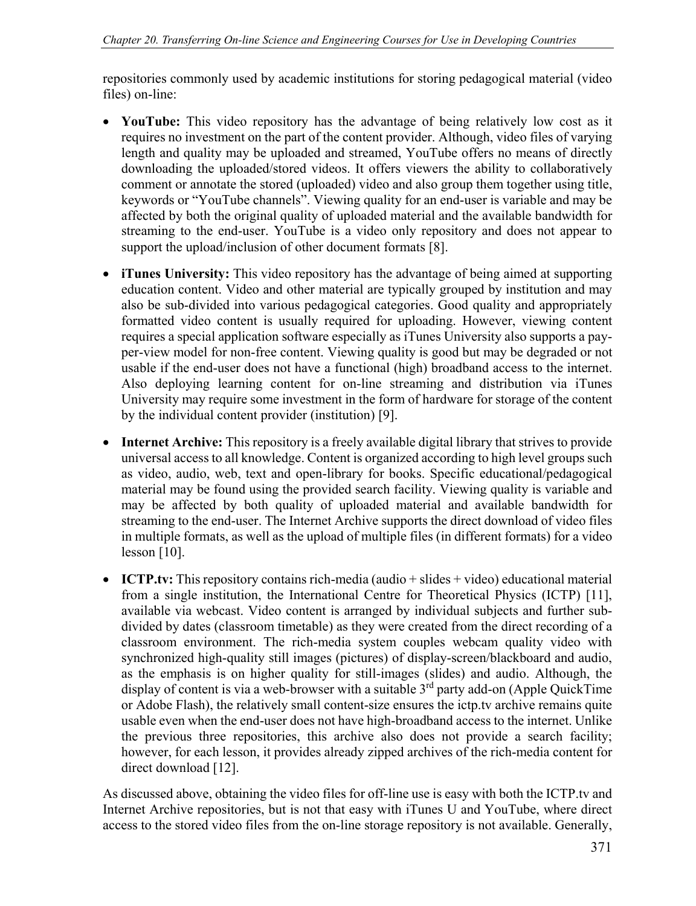repositories commonly used by academic institutions for storing pedagogical material (video files) on-line:

- **YouTube:** This video repository has the advantage of being relatively low cost as it requires no investment on the part of the content provider. Although, video files of varying length and quality may be uploaded and streamed, YouTube offers no means of directly downloading the uploaded/stored videos. It offers viewers the ability to collaboratively comment or annotate the stored (uploaded) video and also group them together using title, keywords or "YouTube channels". Viewing quality for an end-user is variable and may be affected by both the original quality of uploaded material and the available bandwidth for streaming to the end-user. YouTube is a video only repository and does not appear to support the upload/inclusion of other document formats [8].

- **iTunes University:** This video repository has the advantage of being aimed at supporting education content. Video and other material are typically grouped by institution and may also be sub-divided into various pedagogical categories. Good quality and appropriately formatted video content is usually required for uploading. However, viewing content requires a special application software especially as iTunes University also supports a pay-per-view model for non-free content. Viewing quality is good but may be degraded or not usable if the end-user does not have a functional (high) broadband access to the internet. Also deploying learning content for on-line streaming and distribution via iTunes University may require some investment in the form of hardware for storage of the content by the individual content provider (institution) [9].

- **Internet Archive:** This repository is a freely available digital library that strives to provide universal access to all knowledge. Content is organized according to high level groups such as video, audio, web, text and open-library for books. Specific educational/pedagogical material may be found using the provided search facility. Viewing quality is variable and may be affected by both quality of uploaded material and available bandwidth for streaming to the end-user. The Internet Archive supports the direct download of video files in multiple formats, as well as the upload of multiple files (in different formats) for a video lesson [10].

- **ICTP.tv:** This repository contains rich-media (audio + slides + video) educational material from a single institution, the International Centre for Theoretical Physics (ICTP) [11], available via webcast. Video content is arranged by individual subjects and further sub-divided by dates (classroom timetable) as they were created from the direct recording of a classroom environment. The rich-media system couples webcam quality video with synchronized high-quality still images (pictures) of display-screen/blackboard and audio, as the emphasis is on higher quality for still-images (slides) and audio. Although, the display of content is via a web-browser with a suitable 3rd party add-on (Apple QuickTime or Adobe Flash), the relatively small content-size ensures the ictp.tv archive remains quite usable even when the end-user does not have high-broadband access to the internet. Unlike the previous three repositories, this archive also does not provide a search facility; however, for each lesson, it provides already zipped archives of the rich-media content for direct download [12].

As discussed above, obtaining the video files for off-line use is easy with both the ICTP.tv and Internet Archive repositories, but is not that easy with iTunes U and YouTube, where direct access to the stored video files from the on-line storage repository is not available. Generally,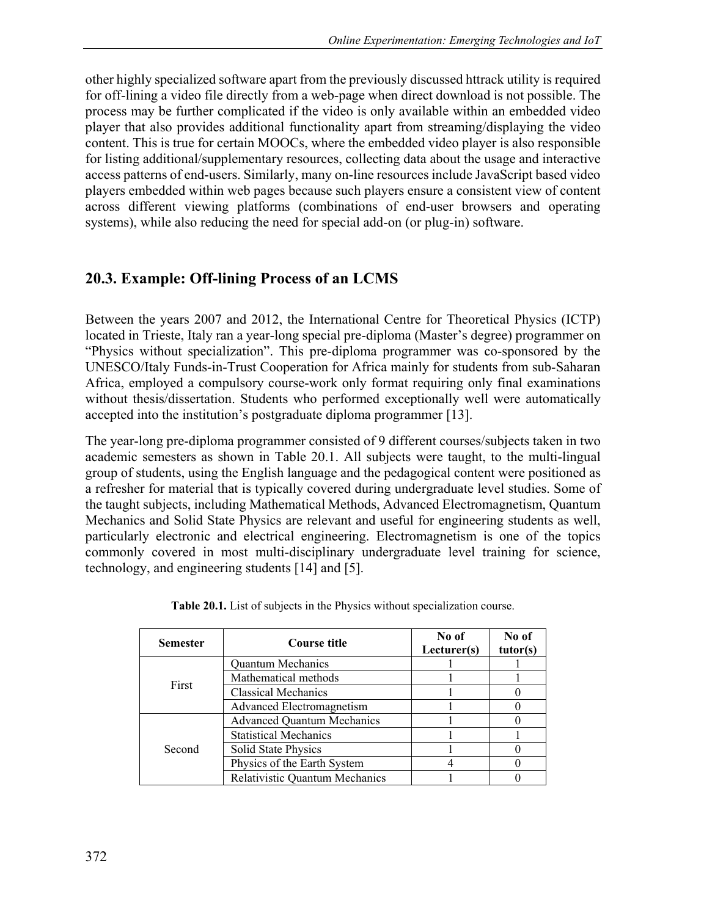other highly specialized software apart from the previously discussed httrack utility is required for off-lining a video file directly from a web-page when direct download is not possible. The process may be further complicated if the video is only available within an embedded video player that also provides additional functionality apart from streaming/displaying the video content. This is true for certain MOOCs, where the embedded video player is also responsible for listing additional/supplementary resources, collecting data about the usage and interactive access patterns of end-users. Similarly, many on-line resources include JavaScript based video players embedded within web pages because such players ensure a consistent view of content across different viewing platforms (combinations of end-user browsers and operating systems), while also reducing the need for special add-on (or plug-in) software.

## 20.3. Example: Off-lining Process of an LCMS

Between the years 2007 and 2012, the International Centre for Theoretical Physics (ICTP) located in Trieste, Italy ran a year-long special pre-diploma (Master's degree) programmer on "Physics without specialization". This pre-diploma programmer was co-sponsored by the UNESCO/Italy Funds-in-Trust Cooperation for Africa mainly for students from sub-Saharan Africa, employed a compulsory course-work only format requiring only final examinations without thesis/dissertation. Students who performed exceptionally well were automatically accepted into the institution's postgraduate diploma programmer [13].

The year-long pre-diploma programmer consisted of 9 different courses/subjects taken in two academic semesters as shown in Table 20.1. All subjects were taught, to the multi-lingual group of students, using the English language and the pedagogical content were positioned as a refresher for material that is typically covered during undergraduate level studies. Some of the taught subjects, including Mathematical Methods, Advanced Electromagnetism, Quantum Mechanics and Solid State Physics are relevant and useful for engineering students as well, particularly electronic and electrical engineering. Electromagnetism is one of the topics commonly covered in most multi-disciplinary undergraduate level training for science, technology, and engineering students [14] and [5].

**Table 20.1.** List of subjects in the Physics without specialization course.

| Semester | Course title | No of Lecturer(s) | No of tutor(s) |
|---|---|---|---|
| First | Quantum Mechanics | 1 | 1 |
| | Mathematical methods | 1 | 1 |
| | Classical Mechanics | 1 | 0 |
| | Advanced Electromagnetism | 1 | 0 |
| Second | Advanced Quantum Mechanics | 1 | 0 |
| | Statistical Mechanics | 1 | 1 |
| | Solid State Physics | 1 | 0 |
| | Physics of the Earth System | 4 | 0 |
| | Relativistic Quantum Mechanics | 1 | 0 |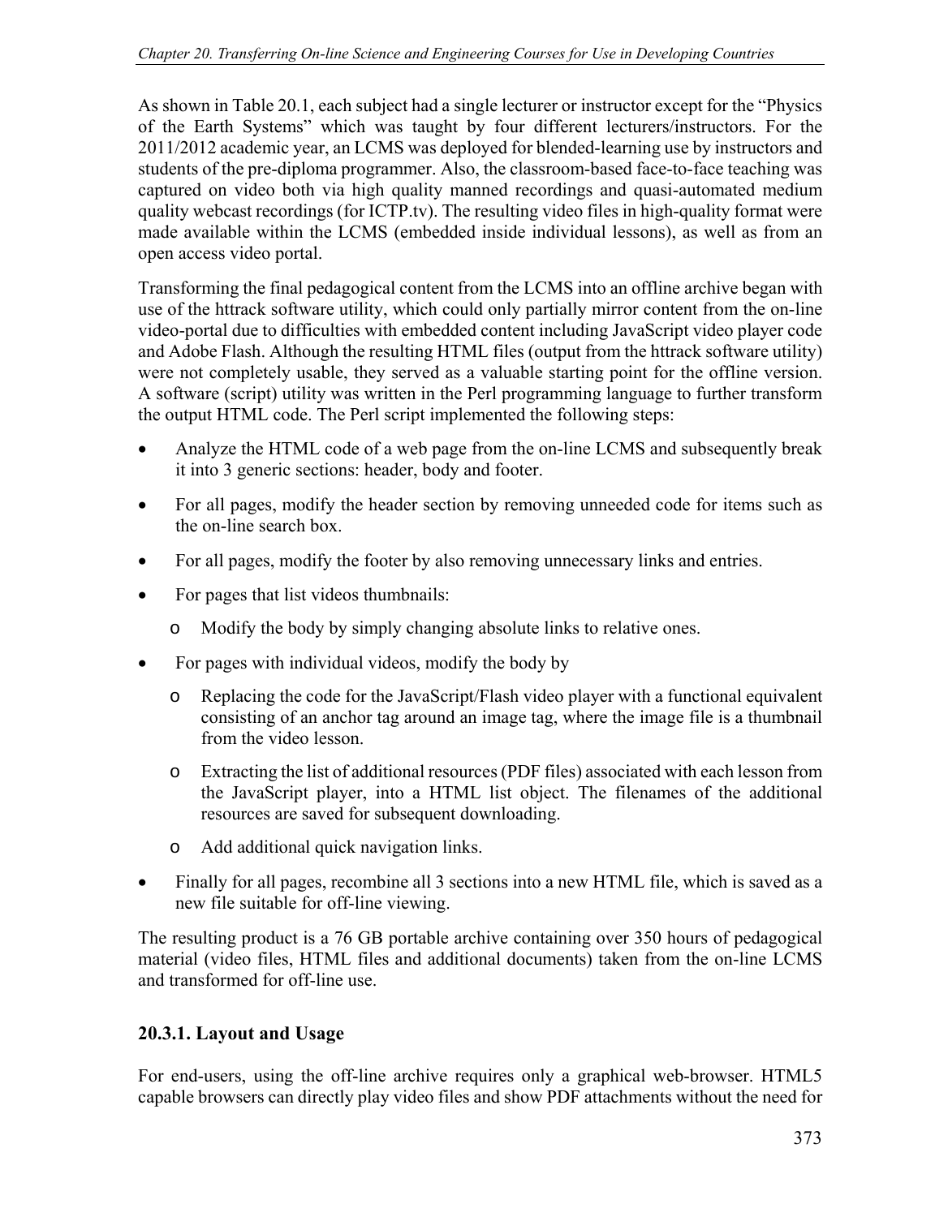As shown in Table 20.1, each subject had a single lecturer or instructor except for the "Physics of the Earth Systems" which was taught by four different lecturers/instructors. For the 2011/2012 academic year, an LCMS was deployed for blended-learning use by instructors and students of the pre-diploma programmer. Also, the classroom-based face-to-face teaching was captured on video both via high quality manned recordings and quasi-automated medium quality webcast recordings (for ICTP.tv). The resulting video files in high-quality format were made available within the LCMS (embedded inside individual lessons), as well as from an open access video portal.

Transforming the final pedagogical content from the LCMS into an offline archive began with use of the httrack software utility, which could only partially mirror content from the on-line video-portal due to difficulties with embedded content including JavaScript video player code and Adobe Flash. Although the resulting HTML files (output from the httrack software utility) were not completely usable, they served as a valuable starting point for the offline version. A software (script) utility was written in the Perl programming language to further transform the output HTML code. The Perl script implemented the following steps:

- Analyze the HTML code of a web page from the on-line LCMS and subsequently break it into 3 generic sections: header, body and footer.
- For all pages, modify the header section by removing unneeded code for items such as the on-line search box.
- For all pages, modify the footer by also removing unnecessary links and entries.
- For pages that list videos thumbnails:
  - Modify the body by simply changing absolute links to relative ones.
- For pages with individual videos, modify the body by
  - Replacing the code for the JavaScript/Flash video player with a functional equivalent consisting of an anchor tag around an image tag, where the image file is a thumbnail from the video lesson.
  - Extracting the list of additional resources (PDF files) associated with each lesson from the JavaScript player, into a HTML list object. The filenames of the additional resources are saved for subsequent downloading.
  - Add additional quick navigation links.
- Finally for all pages, recombine all 3 sections into a new HTML file, which is saved as a new file suitable for off-line viewing.

The resulting product is a 76 GB portable archive containing over 350 hours of pedagogical material (video files, HTML files and additional documents) taken from the on-line LCMS and transformed for off-line use.

### 20.3.1. Layout and Usage

For end-users, using the off-line archive requires only a graphical web-browser. HTML5 capable browsers can directly play video files and show PDF attachments without the need for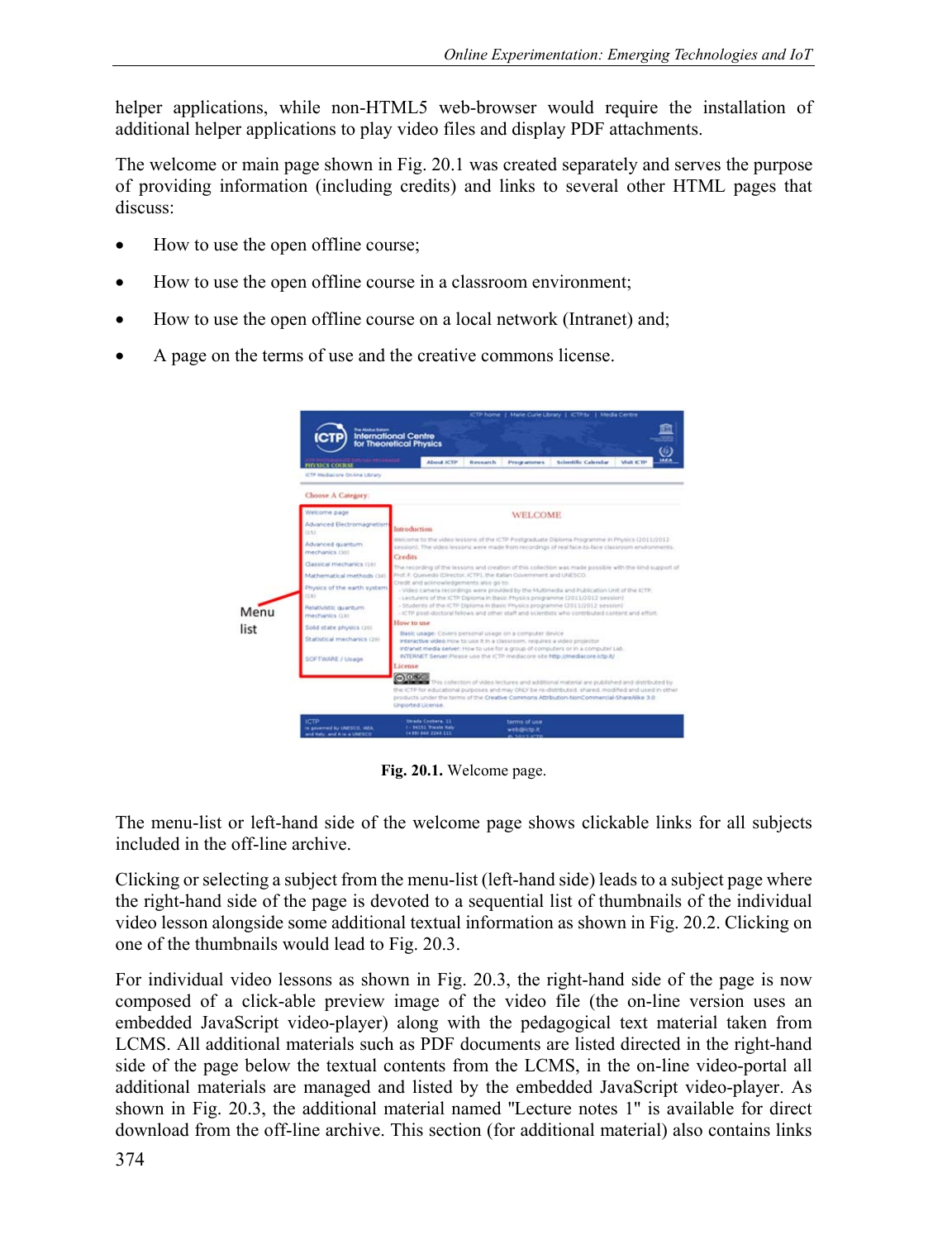helper applications, while non-HTML5 web-browser would require the installation of additional helper applications to play video files and display PDF attachments.

The welcome or main page shown in Fig. 20.1 was created separately and serves the purpose of providing information (including credits) and links to several other HTML pages that discuss:

- How to use the open offline course;
- How to use the open offline course in a classroom environment;
- How to use the open offline course on a local network (Intranet) and;
- A page on the terms of use and the creative commons license.

**Fig. 20.1.** Welcome page.

The menu-list or left-hand side of the welcome page shows clickable links for all subjects included in the off-line archive.

Clicking or selecting a subject from the menu-list (left-hand side) leads to a subject page where the right-hand side of the page is devoted to a sequential list of thumbnails of the individual video lesson alongside some additional textual information as shown in Fig. 20.2. Clicking on one of the thumbnails would lead to Fig. 20.3.

For individual video lessons as shown in Fig. 20.3, the right-hand side of the page is now composed of a click-able preview image of the video file (the on-line version uses an embedded JavaScript video-player) along with the pedagogical text material taken from LCMS. All additional materials such as PDF documents are listed directed in the right-hand side of the page below the textual contents from the LCMS, in the on-line video-portal all additional materials are managed and listed by the embedded JavaScript video-player. As shown in Fig. 20.3, the additional material named "Lecture notes 1" is available for direct download from the off-line archive. This section (for additional material) also contains links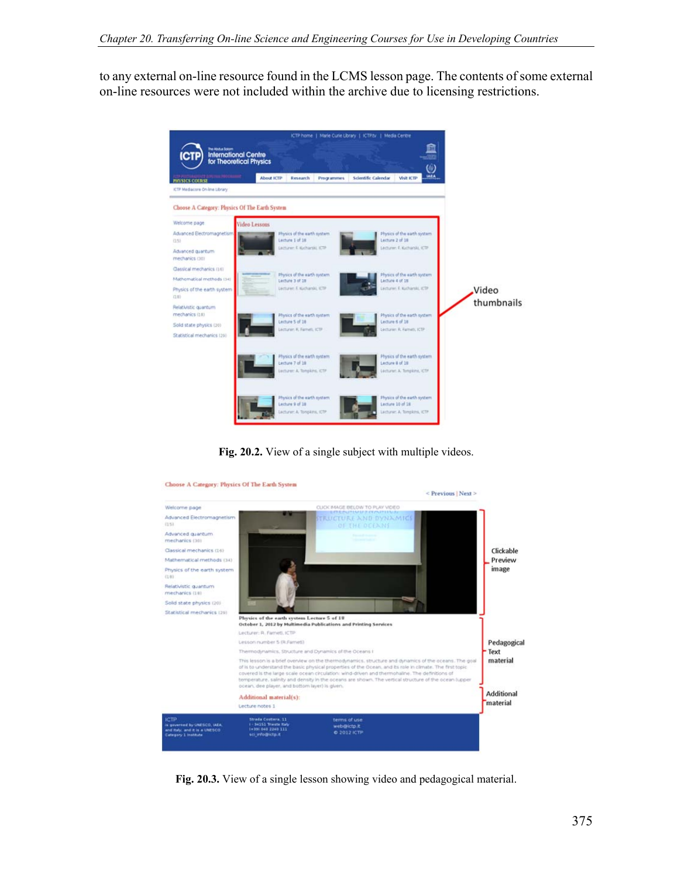to any external on-line resource found in the LCMS lesson page. The contents of some external on-line resources were not included within the archive due to licensing restrictions.

**Fig. 20.2.** View of a single subject with multiple videos.

**Fig. 20.3.** View of a single lesson showing video and pedagogical material.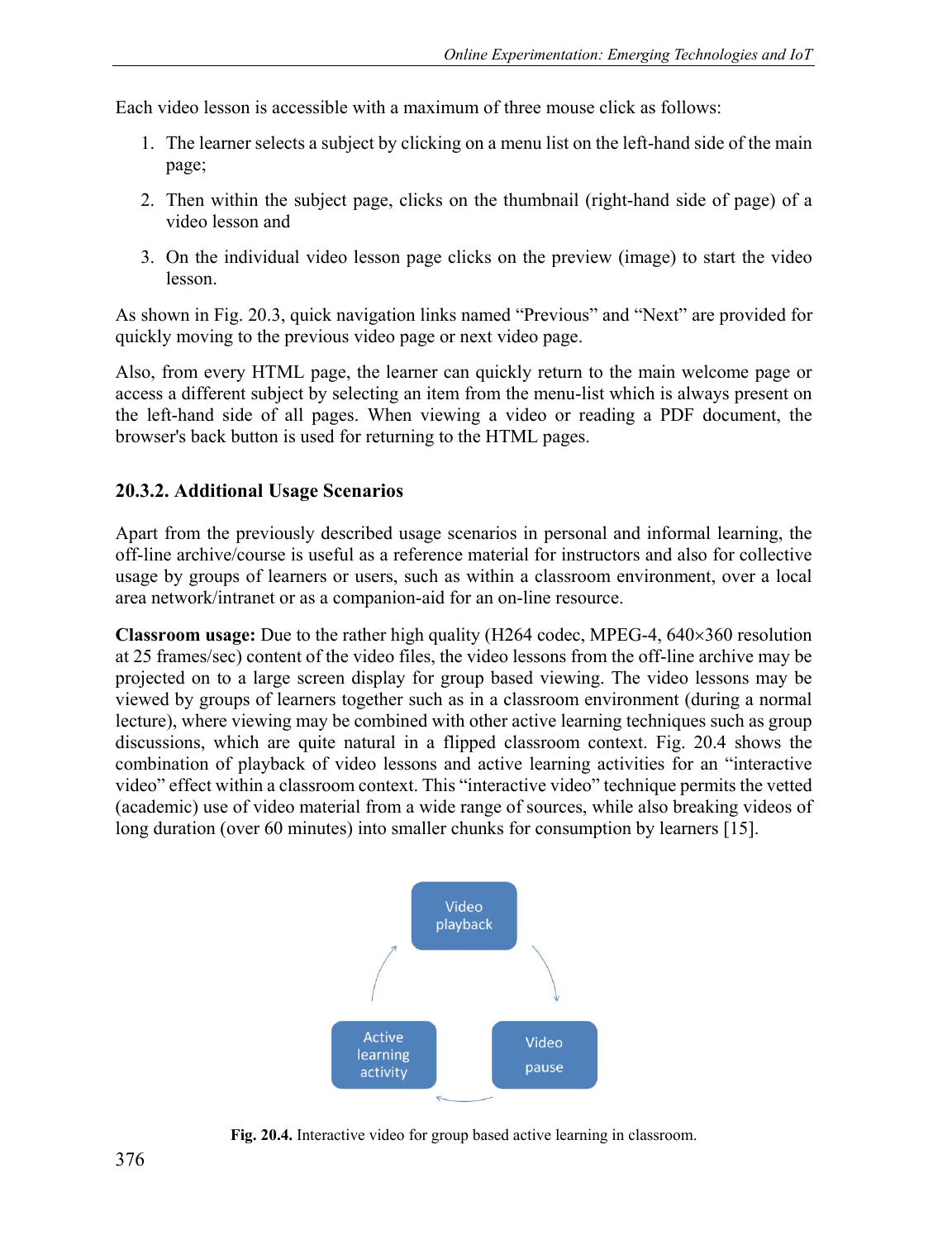Each video lesson is accessible with a maximum of three mouse click as follows:

1. The learner selects a subject by clicking on a menu list on the left-hand side of the main page;
2. Then within the subject page, clicks on the thumbnail (right-hand side of page) of a video lesson and
3. On the individual video lesson page clicks on the preview (image) to start the video lesson.

As shown in Fig. 20.3, quick navigation links named “Previous” and “Next” are provided for quickly moving to the previous video page or next video page.

Also, from every HTML page, the learner can quickly return to the main welcome page or access a different subject by selecting an item from the menu-list which is always present on the left-hand side of all pages. When viewing a video or reading a PDF document, the browser's back button is used for returning to the HTML pages.

### 20.3.2. Additional Usage Scenarios

Apart from the previously described usage scenarios in personal and informal learning, the off-line archive/course is useful as a reference material for instructors and also for collective usage by groups of learners or users, such as within a classroom environment, over a local area network/intranet or as a companion-aid for an on-line resource.

**Classroom usage:** Due to the rather high quality (H264 codec, MPEG-4, 640×360 resolution at 25 frames/sec) content of the video files, the video lessons from the off-line archive may be projected on to a large screen display for group based viewing. The video lessons may be viewed by groups of learners together such as in a classroom environment (during a normal lecture), where viewing may be combined with other active learning techniques such as group discussions, which are quite natural in a flipped classroom context. Fig. 20.4 shows the combination of playback of video lessons and active learning activities for an “interactive video” effect within a classroom context. This “interactive video” technique permits the vetted (academic) use of video material from a wide range of sources, while also breaking videos of long duration (over 60 minutes) into smaller chunks for consumption by learners [15].

Video playback → Video pause → Active learning activity → Video playback

**Fig. 20.4.** Interactive video for group based active learning in classroom.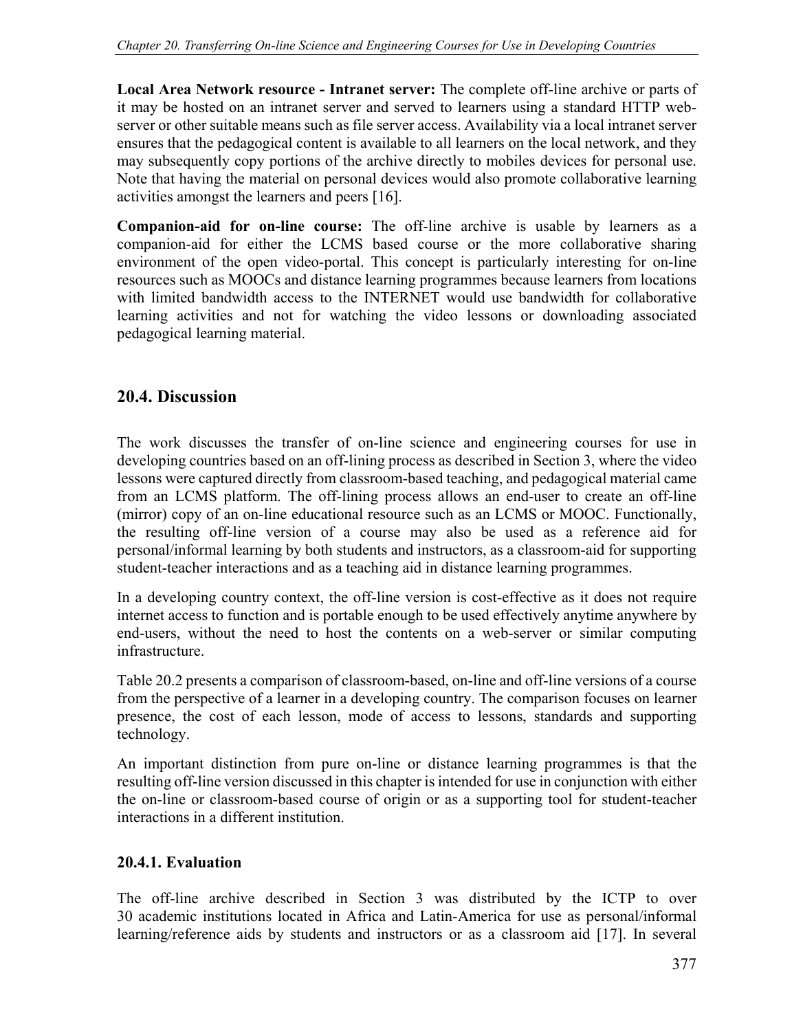**Local Area Network resource - Intranet server:** The complete off-line archive or parts of it may be hosted on an intranet server and served to learners using a standard HTTP web-server or other suitable means such as file server access. Availability via a local intranet server ensures that the pedagogical content is available to all learners on the local network, and they may subsequently copy portions of the archive directly to mobiles devices for personal use. Note that having the material on personal devices would also promote collaborative learning activities amongst the learners and peers [16].

**Companion-aid for on-line course:** The off-line archive is usable by learners as a companion-aid for either the LCMS based course or the more collaborative sharing environment of the open video-portal. This concept is particularly interesting for on-line resources such as MOOCs and distance learning programmes because learners from locations with limited bandwidth access to the INTERNET would use bandwidth for collaborative learning activities and not for watching the video lessons or downloading associated pedagogical learning material.

## 20.4. Discussion

The work discusses the transfer of on-line science and engineering courses for use in developing countries based on an off-lining process as described in Section 3, where the video lessons were captured directly from classroom-based teaching, and pedagogical material came from an LCMS platform. The off-lining process allows an end-user to create an off-line (mirror) copy of an on-line educational resource such as an LCMS or MOOC. Functionally, the resulting off-line version of a course may also be used as a reference aid for personal/informal learning by both students and instructors, as a classroom-aid for supporting student-teacher interactions and as a teaching aid in distance learning programmes.

In a developing country context, the off-line version is cost-effective as it does not require internet access to function and is portable enough to be used effectively anytime anywhere by end-users, without the need to host the contents on a web-server or similar computing infrastructure.

Table 20.2 presents a comparison of classroom-based, on-line and off-line versions of a course from the perspective of a learner in a developing country. The comparison focuses on learner presence, the cost of each lesson, mode of access to lessons, standards and supporting technology.

An important distinction from pure on-line or distance learning programmes is that the resulting off-line version discussed in this chapter is intended for use in conjunction with either the on-line or classroom-based course of origin or as a supporting tool for student-teacher interactions in a different institution.

### 20.4.1. Evaluation

The off-line archive described in Section 3 was distributed by the ICTP to over 30 academic institutions located in Africa and Latin-America for use as personal/informal learning/reference aids by students and instructors or as a classroom aid [17]. In several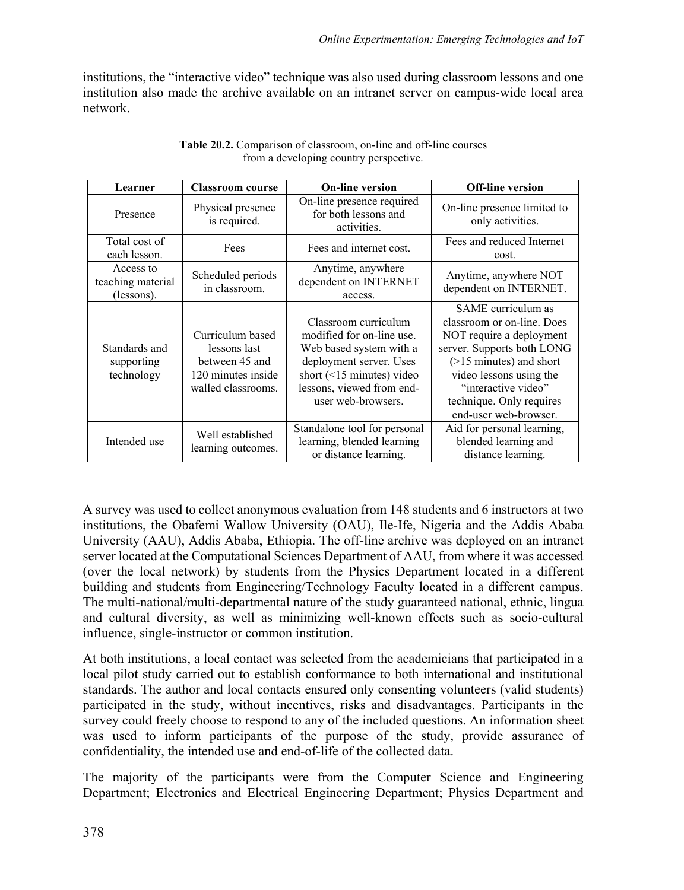institutions, the "interactive video" technique was also used during classroom lessons and one institution also made the archive available on an intranet server on campus-wide local area network.

**Table 20.2.** Comparison of classroom, on-line and off-line courses from a developing country perspective.

| Learner | Classroom course | On-line version | Off-line version |
|---|---|---|---|
| Presence | Physical presence is required. | On-line presence required for both lessons and activities. | On-line presence limited to only activities. |
| Total cost of each lesson. | Fees | Fees and internet cost. | Fees and reduced Internet cost. |
| Access to teaching material (lessons). | Scheduled periods in classroom. | Anytime, anywhere dependent on INTERNET access. | Anytime, anywhere NOT dependent on INTERNET. |
| Standards and supporting technology | Curriculum based lessons last between 45 and 120 minutes inside walled classrooms. | Classroom curriculum modified for on-line use. Web based system with a deployment server. Uses short (<15 minutes) video lessons, viewed from end-user web-browsers. | SAME curriculum as classroom or on-line. Does NOT require a deployment server. Supports both LONG (>15 minutes) and short video lessons using the "interactive video" technique. Only requires end-user web-browser. |
| Intended use | Well established learning outcomes. | Standalone tool for personal learning, blended learning or distance learning. | Aid for personal learning, blended learning and distance learning. |

A survey was used to collect anonymous evaluation from 148 students and 6 instructors at two institutions, the Obafemi Wallow University (OAU), Ile-Ife, Nigeria and the Addis Ababa University (AAU), Addis Ababa, Ethiopia. The off-line archive was deployed on an intranet server located at the Computational Sciences Department of AAU, from where it was accessed (over the local network) by students from the Physics Department located in a different building and students from Engineering/Technology Faculty located in a different campus. The multi-national/multi-departmental nature of the study guaranteed national, ethnic, lingua and cultural diversity, as well as minimizing well-known effects such as socio-cultural influence, single-instructor or common institution.

At both institutions, a local contact was selected from the academicians that participated in a local pilot study carried out to establish conformance to both international and institutional standards. The author and local contacts ensured only consenting volunteers (valid students) participated in the study, without incentives, risks and disadvantages. Participants in the survey could freely choose to respond to any of the included questions. An information sheet was used to inform participants of the purpose of the study, provide assurance of confidentiality, the intended use and end-of-life of the collected data.

The majority of the participants were from the Computer Science and Engineering Department; Electronics and Electrical Engineering Department; Physics Department and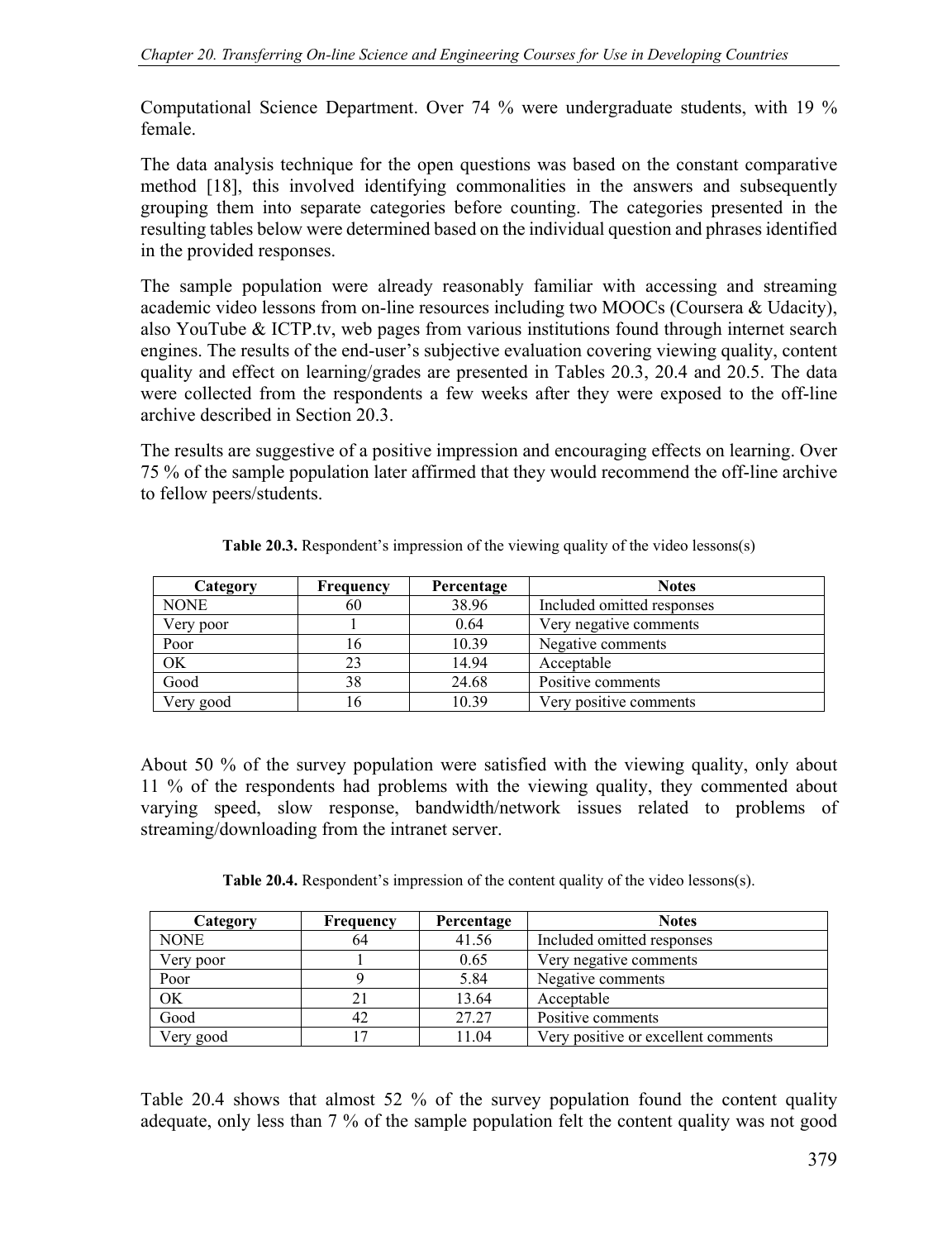Computational Science Department. Over 74 % were undergraduate students, with 19 % female.

The data analysis technique for the open questions was based on the constant comparative method [18], this involved identifying commonalities in the answers and subsequently grouping them into separate categories before counting. The categories presented in the resulting tables below were determined based on the individual question and phrases identified in the provided responses.

The sample population were already reasonably familiar with accessing and streaming academic video lessons from on-line resources including two MOOCs (Coursera & Udacity), also YouTube & ICTP.tv, web pages from various institutions found through internet search engines. The results of the end-user's subjective evaluation covering viewing quality, content quality and effect on learning/grades are presented in Tables 20.3, 20.4 and 20.5. The data were collected from the respondents a few weeks after they were exposed to the off-line archive described in Section 20.3.

The results are suggestive of a positive impression and encouraging effects on learning. Over 75 % of the sample population later affirmed that they would recommend the off-line archive to fellow peers/students.

**Table 20.3.** Respondent's impression of the viewing quality of the video lessons(s)

| Category | Frequency | Percentage | Notes |
|---|---|---|---|
| NONE | 60 | 38.96 | Included omitted responses |
| Very poor | 1 | 0.64 | Very negative comments |
| Poor | 16 | 10.39 | Negative comments |
| OK | 23 | 14.94 | Acceptable |
| Good | 38 | 24.68 | Positive comments |
| Very good | 16 | 10.39 | Very positive comments |

About 50 % of the survey population were satisfied with the viewing quality, only about 11 % of the respondents had problems with the viewing quality, they commented about varying speed, slow response, bandwidth/network issues related to problems of streaming/downloading from the intranet server.

**Table 20.4.** Respondent's impression of the content quality of the video lessons(s).

| Category | Frequency | Percentage | Notes |
|---|---|---|---|
| NONE | 64 | 41.56 | Included omitted responses |
| Very poor | 1 | 0.65 | Very negative comments |
| Poor | 9 | 5.84 | Negative comments |
| OK | 21 | 13.64 | Acceptable |
| Good | 42 | 27.27 | Positive comments |
| Very good | 17 | 11.04 | Very positive or excellent comments |

Table 20.4 shows that almost 52 % of the survey population found the content quality adequate, only less than 7 % of the sample population felt the content quality was not good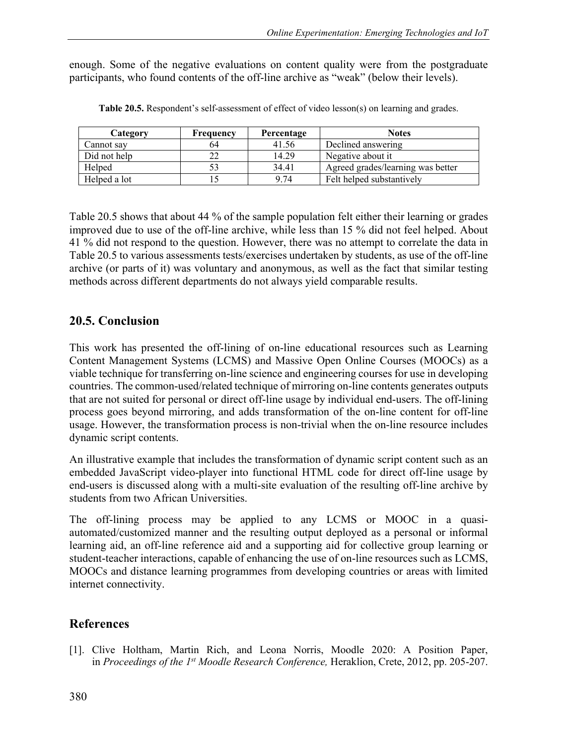enough. Some of the negative evaluations on content quality were from the postgraduate participants, who found contents of the off-line archive as "weak" (below their levels).

**Table 20.5.** Respondent's self-assessment of effect of video lesson(s) on learning and grades.

| Category | Frequency | Percentage | Notes |
| --- | --- | --- | --- |
| Cannot say | 64 | 41.56 | Declined answering |
| Did not help | 22 | 14.29 | Negative about it |
| Helped | 53 | 34.41 | Agreed grades/learning was better |
| Helped a lot | 15 | 9.74 | Felt helped substantively |

Table 20.5 shows that about 44 % of the sample population felt either their learning or grades improved due to use of the off-line archive, while less than 15 % did not feel helped. About 41 % did not respond to the question. However, there was no attempt to correlate the data in Table 20.5 to various assessments tests/exercises undertaken by students, as use of the off-line archive (or parts of it) was voluntary and anonymous, as well as the fact that similar testing methods across different departments do not always yield comparable results.

## 20.5. Conclusion

This work has presented the off-lining of on-line educational resources such as Learning Content Management Systems (LCMS) and Massive Open Online Courses (MOOCs) as a viable technique for transferring on-line science and engineering courses for use in developing countries. The common-used/related technique of mirroring on-line contents generates outputs that are not suited for personal or direct off-line usage by individual end-users. The off-lining process goes beyond mirroring, and adds transformation of the on-line content for off-line usage. However, the transformation process is non-trivial when the on-line resource includes dynamic script contents.

An illustrative example that includes the transformation of dynamic script content such as an embedded JavaScript video-player into functional HTML code for direct off-line usage by end-users is discussed along with a multi-site evaluation of the resulting off-line archive by students from two African Universities.

The off-lining process may be applied to any LCMS or MOOC in a quasi-automated/customized manner and the resulting output deployed as a personal or informal learning aid, an off-line reference aid and a supporting aid for collective group learning or student-teacher interactions, capable of enhancing the use of on-line resources such as LCMS, MOOCs and distance learning programmes from developing countries or areas with limited internet connectivity.

## References

[1]. Clive Holtham, Martin Rich, and Leona Norris, Moodle 2020: A Position Paper, in *Proceedings of the 1st Moodle Research Conference,* Heraklion, Crete, 2012, pp. 205-207.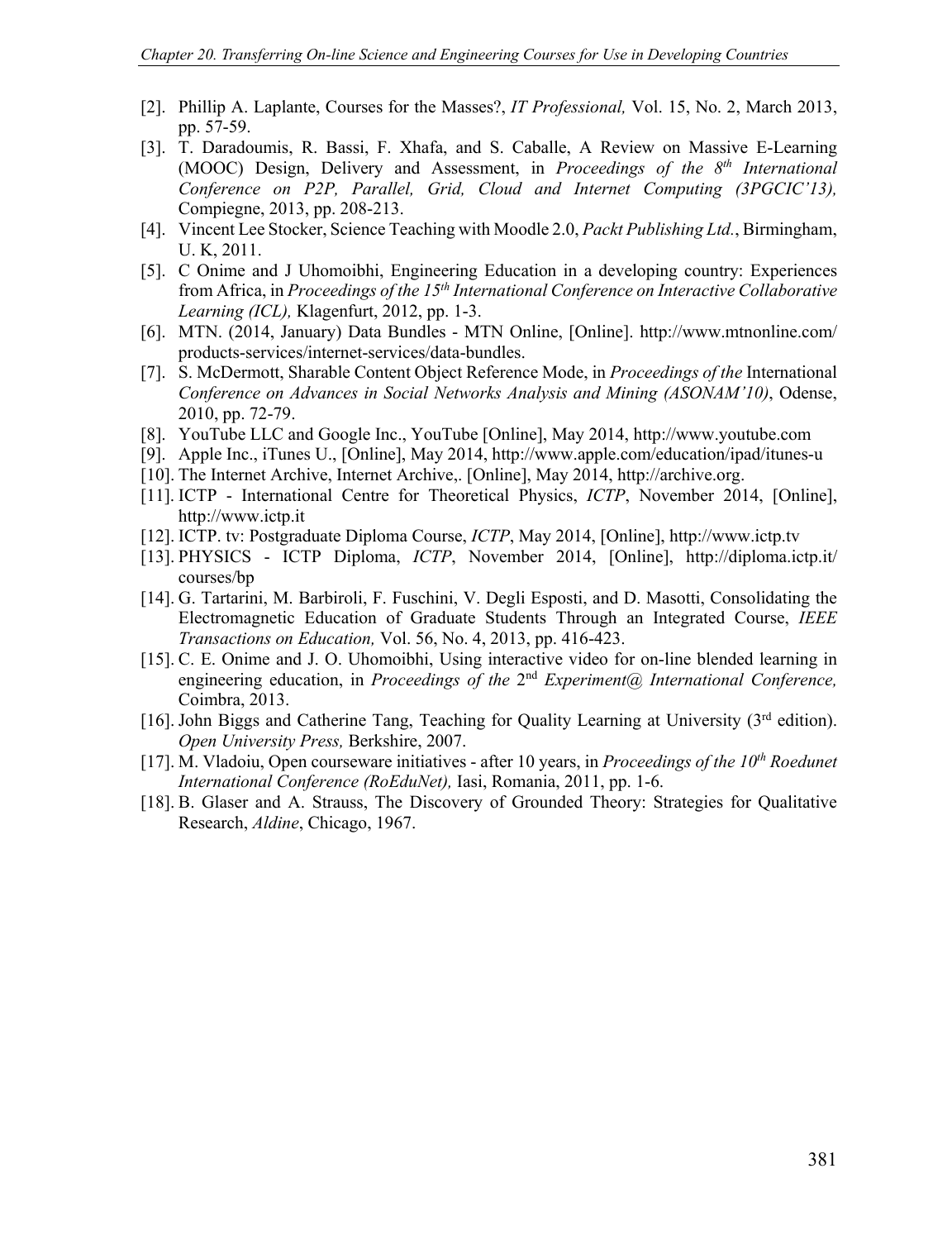[2]. Phillip A. Laplante, Courses for the Masses?, *IT Professional,* Vol. 15, No. 2, March 2013, pp. 57-59.

[3]. T. Daradoumis, R. Bassi, F. Xhafa, and S. Caballe, A Review on Massive E-Learning (MOOC) Design, Delivery and Assessment, in *Proceedings of the 8th International Conference on P2P, Parallel, Grid, Cloud and Internet Computing (3PGCIC'13),* Compiegne, 2013, pp. 208-213.

[4]. Vincent Lee Stocker, Science Teaching with Moodle 2.0, *Packt Publishing Ltd.*, Birmingham, U. K, 2011.

[5]. C Onime and J Uhomoibhi, Engineering Education in a developing country: Experiences from Africa, in *Proceedings of the 15th International Conference on Interactive Collaborative Learning (ICL),* Klagenfurt, 2012, pp. 1-3.

[6]. MTN. (2014, January) Data Bundles - MTN Online, [Online]. http://www.mtnonline.com/products-services/internet-services/data-bundles.

[7]. S. McDermott, Sharable Content Object Reference Mode, in *Proceedings of the* International *Conference on Advances in Social Networks Analysis and Mining (ASONAM'10)*, Odense, 2010, pp. 72-79.

[8]. YouTube LLC and Google Inc., YouTube [Online], May 2014, http://www.youtube.com

[9]. Apple Inc., iTunes U., [Online], May 2014, http://www.apple.com/education/ipad/itunes-u

[10]. The Internet Archive, Internet Archive,. [Online], May 2014, http://archive.org.

[11]. ICTP - International Centre for Theoretical Physics, *ICTP*, November 2014, [Online], http://www.ictp.it

[12]. ICTP. tv: Postgraduate Diploma Course, *ICTP*, May 2014, [Online], http://www.ictp.tv

[13]. PHYSICS - ICTP Diploma, *ICTP*, November 2014, [Online], http://diploma.ictp.it/courses/bp

[14]. G. Tartarini, M. Barbiroli, F. Fuschini, V. Degli Esposti, and D. Masotti, Consolidating the Electromagnetic Education of Graduate Students Through an Integrated Course, *IEEE Transactions on Education,* Vol. 56, No. 4, 2013, pp. 416-423.

[15]. C. E. Onime and J. O. Uhomoibhi, Using interactive video for on-line blended learning in engineering education, in *Proceedings of the* 2nd *Experiment@ International Conference,* Coimbra, 2013.

[16]. John Biggs and Catherine Tang, Teaching for Quality Learning at University (3rd edition). *Open University Press,* Berkshire, 2007.

[17]. M. Vladoiu, Open courseware initiatives - after 10 years, in *Proceedings of the 10th Roedunet International Conference (RoEduNet),* Iasi, Romania, 2011, pp. 1-6.

[18]. B. Glaser and A. Strauss, The Discovery of Grounded Theory: Strategies for Qualitative Research, *Aldine*, Chicago, 1967.